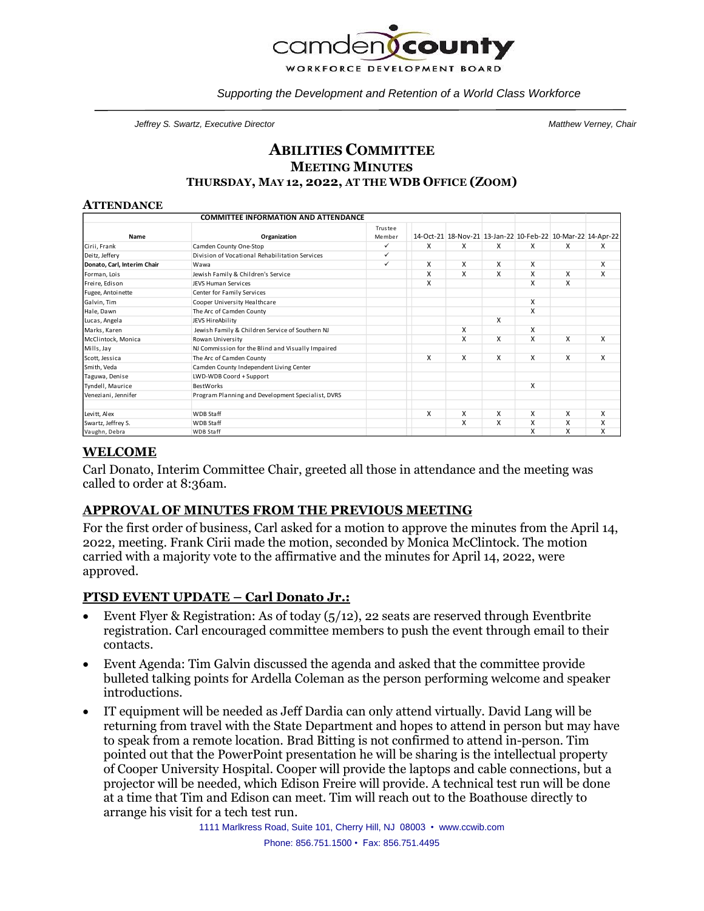camden county

WORKFORCE DEVELOPMENT BOARD

*Supporting the Development and Retention of a World Class Workforce*

*Jeffrey S. Swartz, Executive Director* *Matthew Verney, Chair*

# ABILITIES COMMITTEE
## MEETING MINUTES
### THURSDAY, MAY 12, 2022, AT THE WDB OFFICE (ZOOM)

## ATTENDANCE

| COMMITTEE INFORMATION AND ATTENDANCE | | | | | | | | |
|---|---|---|---|---|---|---|---|---|
| **Name** | **Organization** | Trustee Member | 14-Oct-21 | 18-Nov-21 | 13-Jan-22 | 10-Feb-22 | 10-Mar-22 | 14-Apr-22 |
| Cirii, Frank | Camden County One-Stop | ✓ | X | X | X | X | X | X |
| Deitz, Jeffery | Division of Vocational Rehabilitation Services | ✓ | | | | | | |
| **Donato, Carl, Interim Chair** | Wawa | ✓ | X | X | X | X | | X |
| Forman, Lois | Jewish Family & Children's Service | | X | X | X | X | X | X |
| Freire, Edison | JEVS Human Services | | X | | | X | X | |
| Fugee, Antoinette | Center for Family Services | | | | | | | |
| Galvin, Tim | Cooper University Healthcare | | | | | X | | |
| Hale, Dawn | The Arc of Camden County | | | | | X | | |
| Lucas, Angela | JEVS HireAbility | | | | X | | | |
| Marks, Karen | Jewish Family & Children Service of Southern NJ | | | X | | X | | |
| McClintock, Monica | Rowan University | | | X | X | X | X | X |
| Mills, Jay | NJ Commission for the Blind and Visually Impaired | | | | | | | |
| Scott, Jessica | The Arc of Camden County | | X | X | X | X | X | X |
| Smith, Veda | Camden County Independent Living Center | | | | | | | |
| Taguwa, Denise | LWD-WDB Coord + Support | | | | | | | |
| Tyndell, Maurice | BestWorks | | | | | X | | |
| Veneziani, Jennifer | Program Planning and Development Specialist, DVRS | | | | | | | |
| | | | | | | | | |
| Levitt, Alex | WDB Staff | | X | X | X | X | X | X |
| Swartz, Jeffrey S. | WDB Staff | | | X | X | X | X | X |
| Vaughn, Debra | WDB Staff | | | | | X | X | X |

## WELCOME

Carl Donato, Interim Committee Chair, greeted all those in attendance and the meeting was called to order at 8:36am.

## APPROVAL OF MINUTES FROM THE PREVIOUS MEETING

For the first order of business, Carl asked for a motion to approve the minutes from the April 14, 2022, meeting. Frank Cirii made the motion, seconded by Monica McClintock. The motion carried with a majority vote to the affirmative and the minutes for April 14, 2022, were approved.

## PTSD EVENT UPDATE – Carl Donato Jr.:

- Event Flyer & Registration: As of today (5/12), 22 seats are reserved through Eventbrite registration. Carl encouraged committee members to push the event through email to their contacts.
- Event Agenda: Tim Galvin discussed the agenda and asked that the committee provide bulleted talking points for Ardella Coleman as the person performing welcome and speaker introductions.
- IT equipment will be needed as Jeff Dardia can only attend virtually. David Lang will be returning from travel with the State Department and hopes to attend in person but may have to speak from a remote location. Brad Bitting is not confirmed to attend in-person. Tim pointed out that the PowerPoint presentation he will be sharing is the intellectual property of Cooper University Hospital. Cooper will provide the laptops and cable connections, but a projector will be needed, which Edison Freire will provide. A technical test run will be done at a time that Tim and Edison can meet. Tim will reach out to the Boathouse directly to arrange his visit for a tech test run.

1111 Marlkress Road, Suite 101, Cherry Hill, NJ 08003 • www.ccwib.com

Phone: 856.751.1500 • Fax: 856.751.4495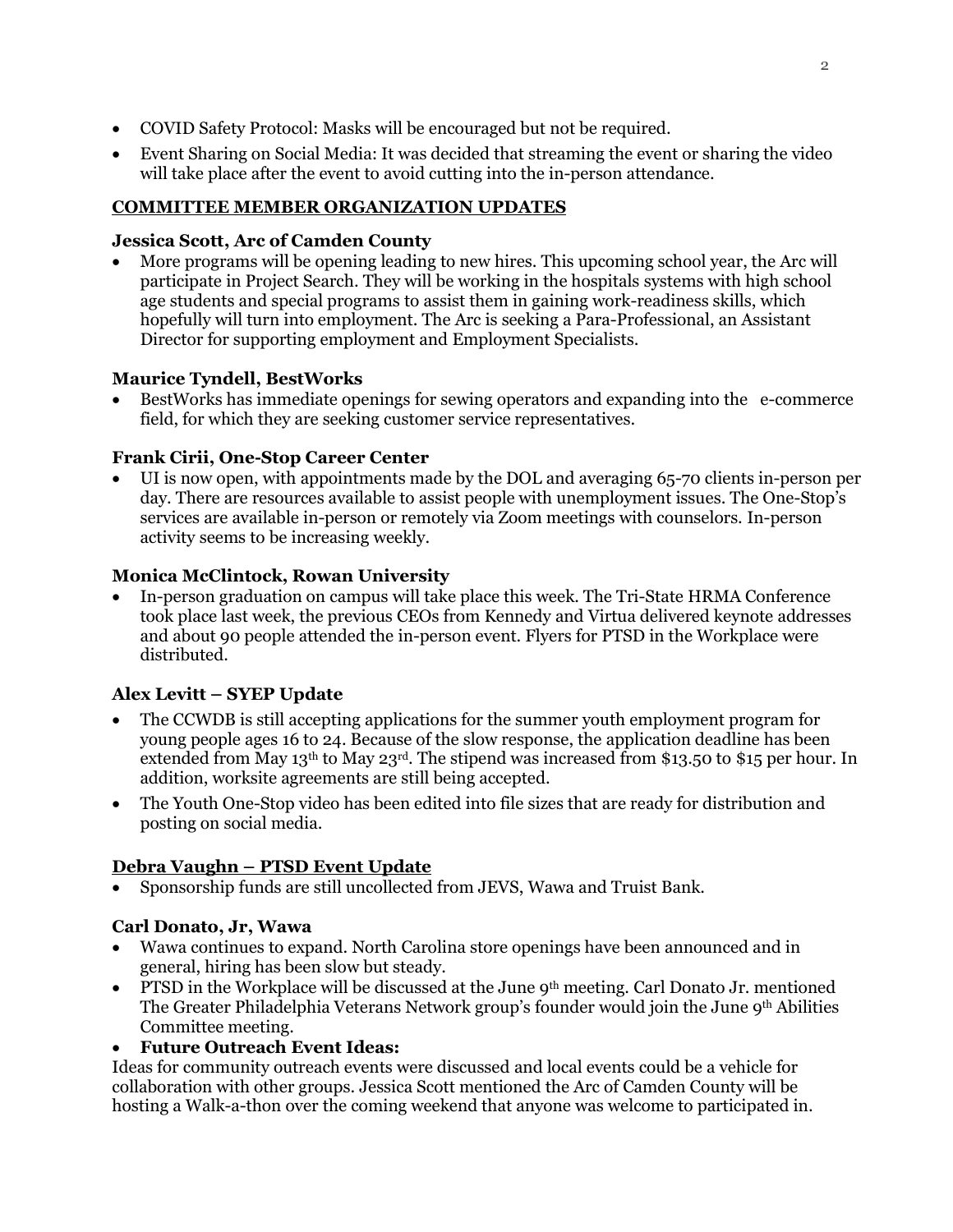- COVID Safety Protocol: Masks will be encouraged but not be required.
- Event Sharing on Social Media: It was decided that streaming the event or sharing the video will take place after the event to avoid cutting into the in-person attendance.

## COMMITTEE MEMBER ORGANIZATION UPDATES

### Jessica Scott, Arc of Camden County

- More programs will be opening leading to new hires. This upcoming school year, the Arc will participate in Project Search. They will be working in the hospitals systems with high school age students and special programs to assist them in gaining work-readiness skills, which hopefully will turn into employment. The Arc is seeking a Para-Professional, an Assistant Director for supporting employment and Employment Specialists.

### Maurice Tyndell, BestWorks

- BestWorks has immediate openings for sewing operators and expanding into the e-commerce field, for which they are seeking customer service representatives.

### Frank Cirii, One-Stop Career Center

- UI is now open, with appointments made by the DOL and averaging 65-70 clients in-person per day. There are resources available to assist people with unemployment issues. The One-Stop's services are available in-person or remotely via Zoom meetings with counselors. In-person activity seems to be increasing weekly.

### Monica McClintock, Rowan University

- In-person graduation on campus will take place this week. The Tri-State HRMA Conference took place last week, the previous CEOs from Kennedy and Virtua delivered keynote addresses and about 90 people attended the in-person event. Flyers for PTSD in the Workplace were distributed.

### Alex Levitt – SYEP Update

- The CCWDB is still accepting applications for the summer youth employment program for young people ages 16 to 24. Because of the slow response, the application deadline has been extended from May 13th to May 23rd. The stipend was increased from $13.50 to $15 per hour. In addition, worksite agreements are still being accepted.
- The Youth One-Stop video has been edited into file sizes that are ready for distribution and posting on social media.

### Debra Vaughn – PTSD Event Update

- Sponsorship funds are still uncollected from JEVS, Wawa and Truist Bank.

### Carl Donato, Jr, Wawa

- Wawa continues to expand. North Carolina store openings have been announced and in general, hiring has been slow but steady.
- PTSD in the Workplace will be discussed at the June 9th meeting. Carl Donato Jr. mentioned The Greater Philadelphia Veterans Network group's founder would join the June 9th Abilities Committee meeting.
- **Future Outreach Event Ideas:**

Ideas for community outreach events were discussed and local events could be a vehicle for collaboration with other groups. Jessica Scott mentioned the Arc of Camden County will be hosting a Walk-a-thon over the coming weekend that anyone was welcome to participated in.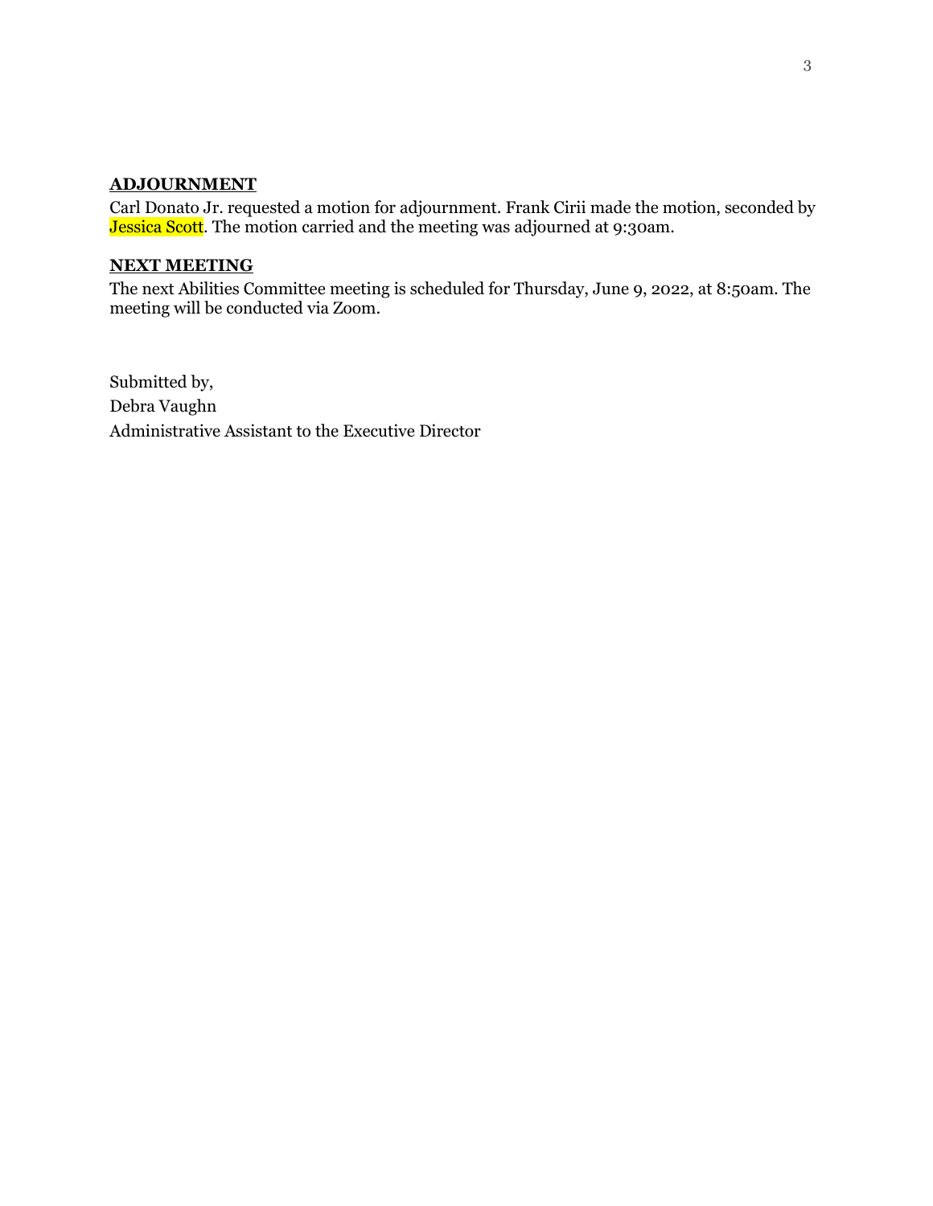## ADJOURNMENT

Carl Donato Jr. requested a motion for adjournment. Frank Cirii made the motion, seconded by Jessica Scott. The motion carried and the meeting was adjourned at 9:30am.

## NEXT MEETING

The next Abilities Committee meeting is scheduled for Thursday, June 9, 2022, at 8:50am. The meeting will be conducted via Zoom.

Submitted by,
Debra Vaughn
Administrative Assistant to the Executive Director